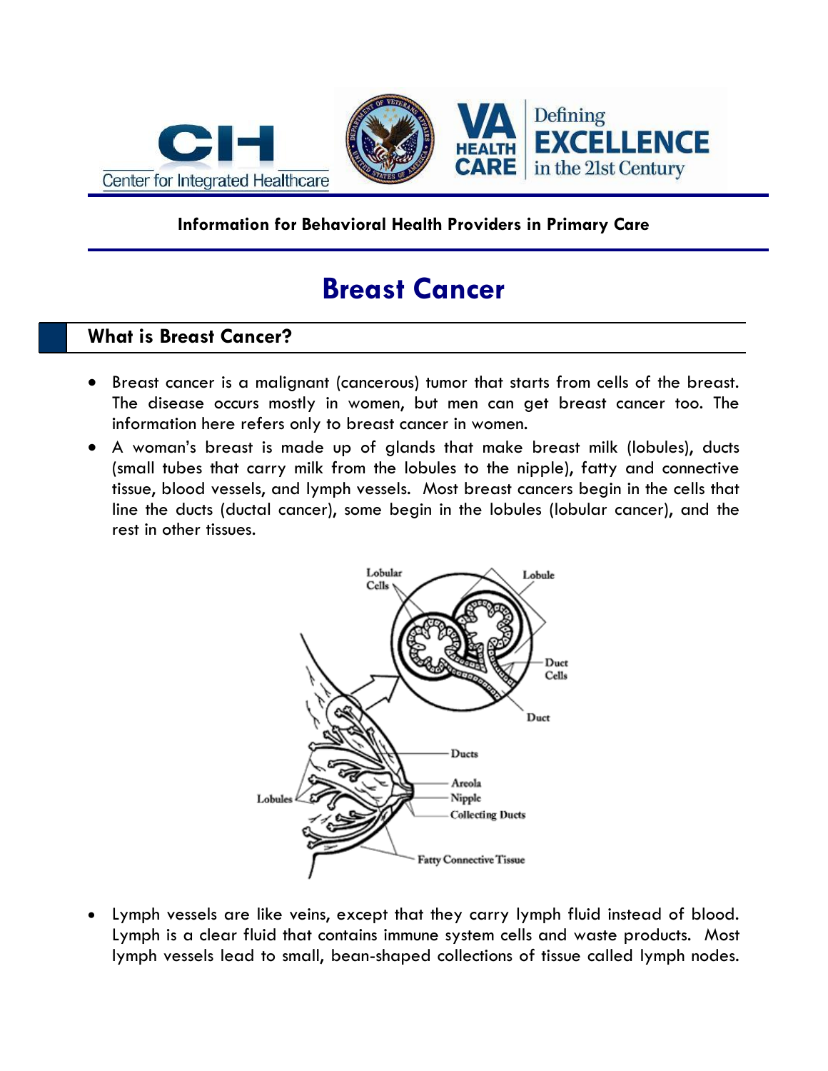Information for Behavioral Health Providers in Primary Care

# Breast Cancer

## What is Breast Cancer?

- Breast cancer is a malignant (cancerous) tumor that starts from cells of the breast. The disease occurs mostly in women, but men can get breast cancer too. The information here refers only to breast cancer in women.
- A woman's breast is made up of glands that make breast milk (lobules), ducts (small tubes that carry milk from the lobules to the nipple), fatty and connective tissue, blood vessels, and lymph vessels. Most breast cancers begin in the cells that line the ducts (ductal cancer), some begin in the lobules (lobular cancer), and the rest in other tissues.

- Lymph vessels are like veins, except that they carry lymph fluid instead of blood. Lymph is a clear fluid that contains immune system cells and waste products. Most lymph vessels lead to small, bean-shaped collections of tissue called lymph nodes.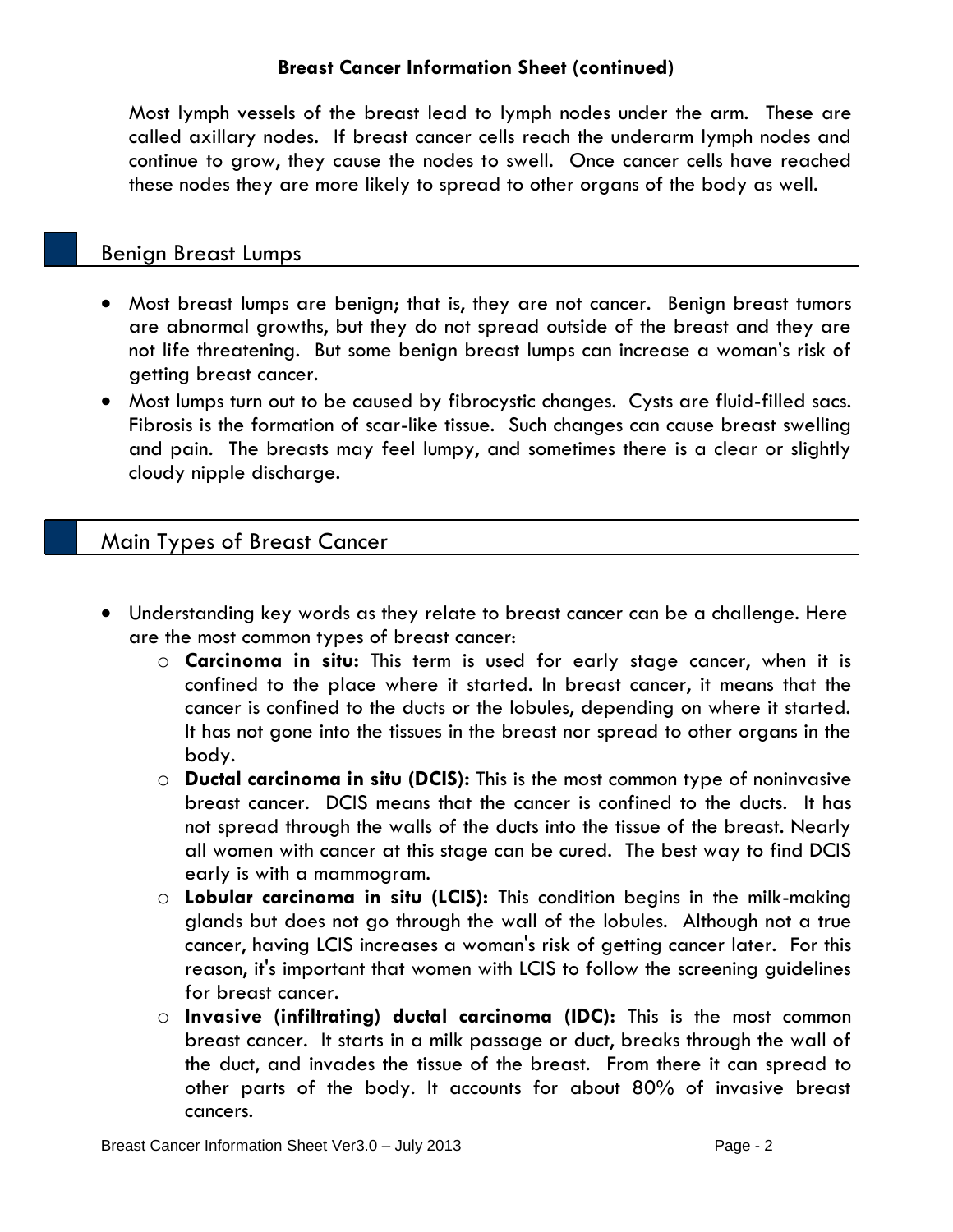Most lymph vessels of the breast lead to lymph nodes under the arm. These are called axillary nodes. If breast cancer cells reach the underarm lymph nodes and continue to grow, they cause the nodes to swell. Once cancer cells have reached these nodes they are more likely to spread to other organs of the body as well.

## Benign Breast Lumps

- Most breast lumps are benign; that is, they are not cancer. Benign breast tumors are abnormal growths, but they do not spread outside of the breast and they are not life threatening. But some benign breast lumps can increase a woman's risk of getting breast cancer.
- Most lumps turn out to be caused by fibrocystic changes. Cysts are fluid-filled sacs. Fibrosis is the formation of scar-like tissue. Such changes can cause breast swelling and pain. The breasts may feel lumpy, and sometimes there is a clear or slightly cloudy nipple discharge.

## Main Types of Breast Cancer

- Understanding key words as they relate to breast cancer can be a challenge. Here are the most common types of breast cancer:
  - **Carcinoma in situ:** This term is used for early stage cancer, when it is confined to the place where it started. In breast cancer, it means that the cancer is confined to the ducts or the lobules, depending on where it started. It has not gone into the tissues in the breast nor spread to other organs in the body.
  - **Ductal carcinoma in situ (DCIS):** This is the most common type of noninvasive breast cancer. DCIS means that the cancer is confined to the ducts. It has not spread through the walls of the ducts into the tissue of the breast. Nearly all women with cancer at this stage can be cured. The best way to find DCIS early is with a mammogram.
  - **Lobular carcinoma in situ (LCIS):** This condition begins in the milk-making glands but does not go through the wall of the lobules. Although not a true cancer, having LCIS increases a woman's risk of getting cancer later. For this reason, it's important that women with LCIS to follow the screening guidelines for breast cancer.
  - **Invasive (infiltrating) ductal carcinoma (IDC):** This is the most common breast cancer. It starts in a milk passage or duct, breaks through the wall of the duct, and invades the tissue of the breast. From there it can spread to other parts of the body. It accounts for about 80% of invasive breast cancers.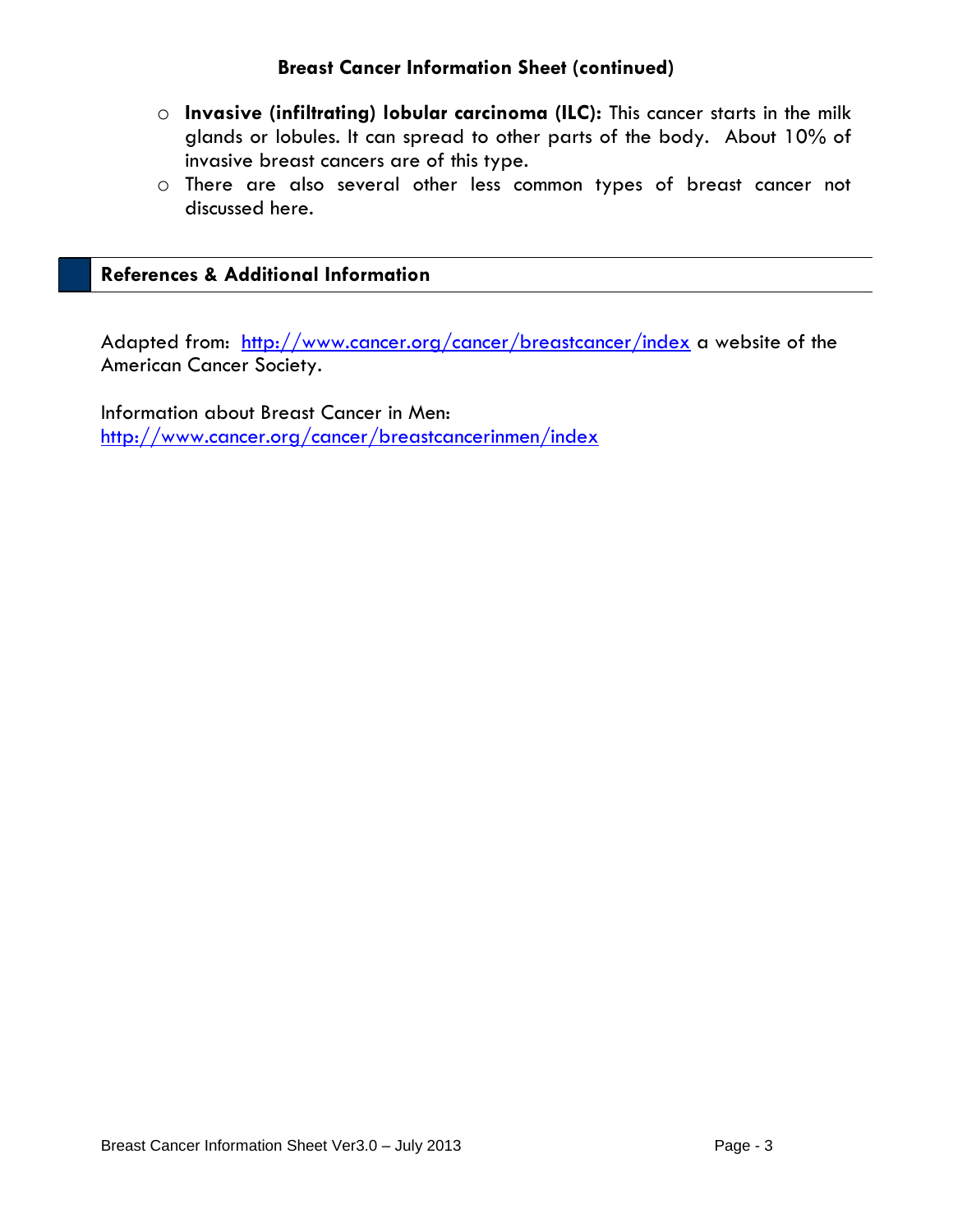- **Invasive (infiltrating) lobular carcinoma (ILC):** This cancer starts in the milk glands or lobules. It can spread to other parts of the body. About 10% of invasive breast cancers are of this type.
- There are also several other less common types of breast cancer not discussed here.

## References & Additional Information

Adapted from: [http://www.cancer.org/cancer/breastcancer/index](http://www.cancer.org/cancer/breastcancer/index) a website of the American Cancer Society.

Information about Breast Cancer in Men:
[http://www.cancer.org/cancer/breastcancerinmen/index](http://www.cancer.org/cancer/breastcancerinmen/index)